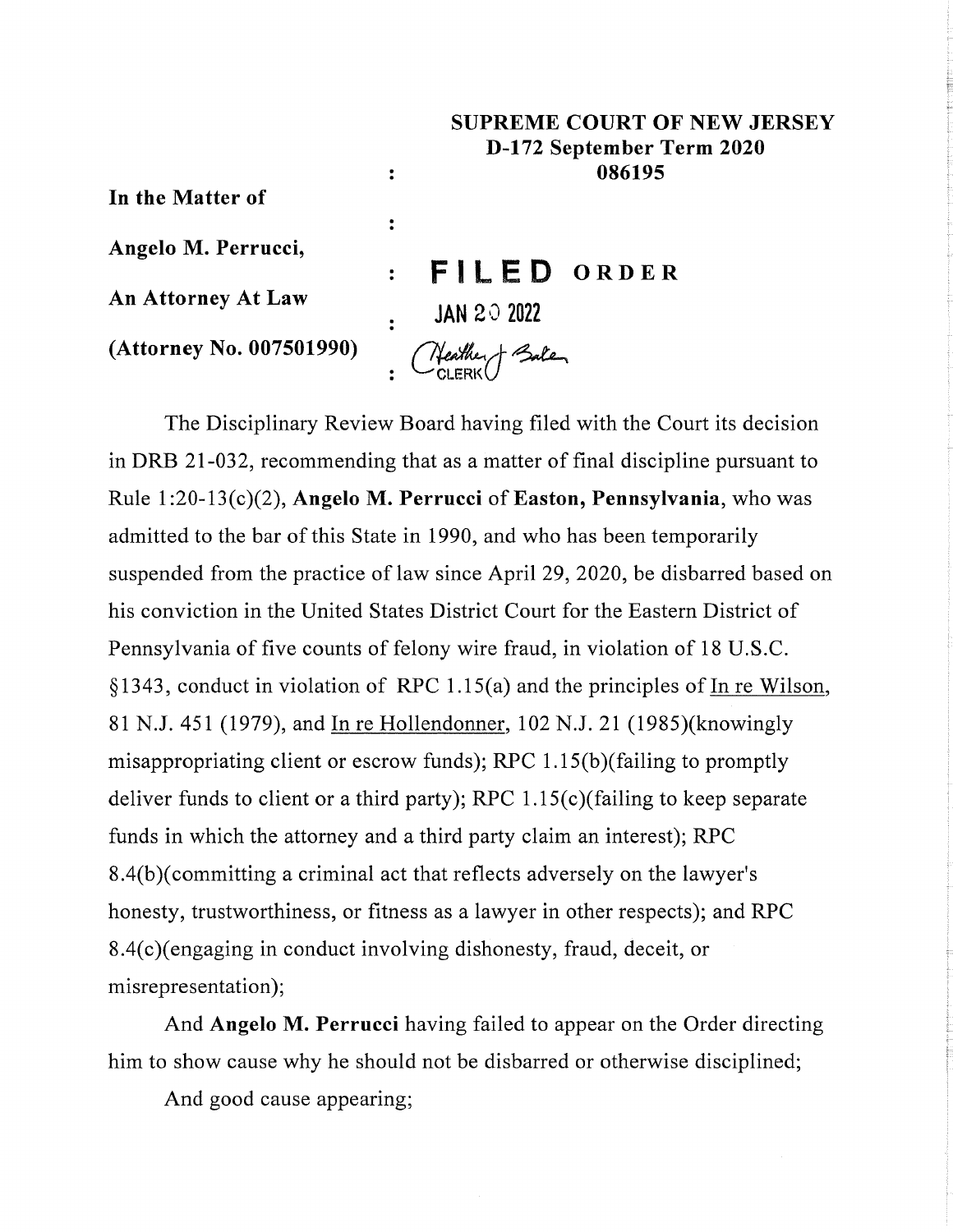**SUPREME COURT OF NEW JERSEY**
**D-172 September Term 2020**
**086195**

**In the Matter of**

**Angelo M. Perrucci,**

**An Attorney At Law**

**(Attorney No. 007501990)**

**FILED** **ORDER**

JAN 20 2022

Heather J Baker
CLERK

The Disciplinary Review Board having filed with the Court its decision in DRB 21-032, recommending that as a matter of final discipline pursuant to Rule 1:20-13(c)(2), **Angelo M. Perrucci** of **Easton, Pennsylvania**, who was admitted to the bar of this State in 1990, and who has been temporarily suspended from the practice of law since April 29, 2020, be disbarred based on his conviction in the United States District Court for the Eastern District of Pennsylvania of five counts of felony wire fraud, in violation of 18 U.S.C. §1343, conduct in violation of RPC 1.15(a) and the principles of In re Wilson, 81 N.J. 451 (1979), and In re Hollendonner, 102 N.J. 21 (1985)(knowingly misappropriating client or escrow funds); RPC 1.15(b)(failing to promptly deliver funds to client or a third party); RPC 1.15(c)(failing to keep separate funds in which the attorney and a third party claim an interest); RPC 8.4(b)(committing a criminal act that reflects adversely on the lawyer's honesty, trustworthiness, or fitness as a lawyer in other respects); and RPC 8.4(c)(engaging in conduct involving dishonesty, fraud, deceit, or misrepresentation);

And **Angelo M. Perrucci** having failed to appear on the Order directing him to show cause why he should not be disbarred or otherwise disciplined;

And good cause appearing;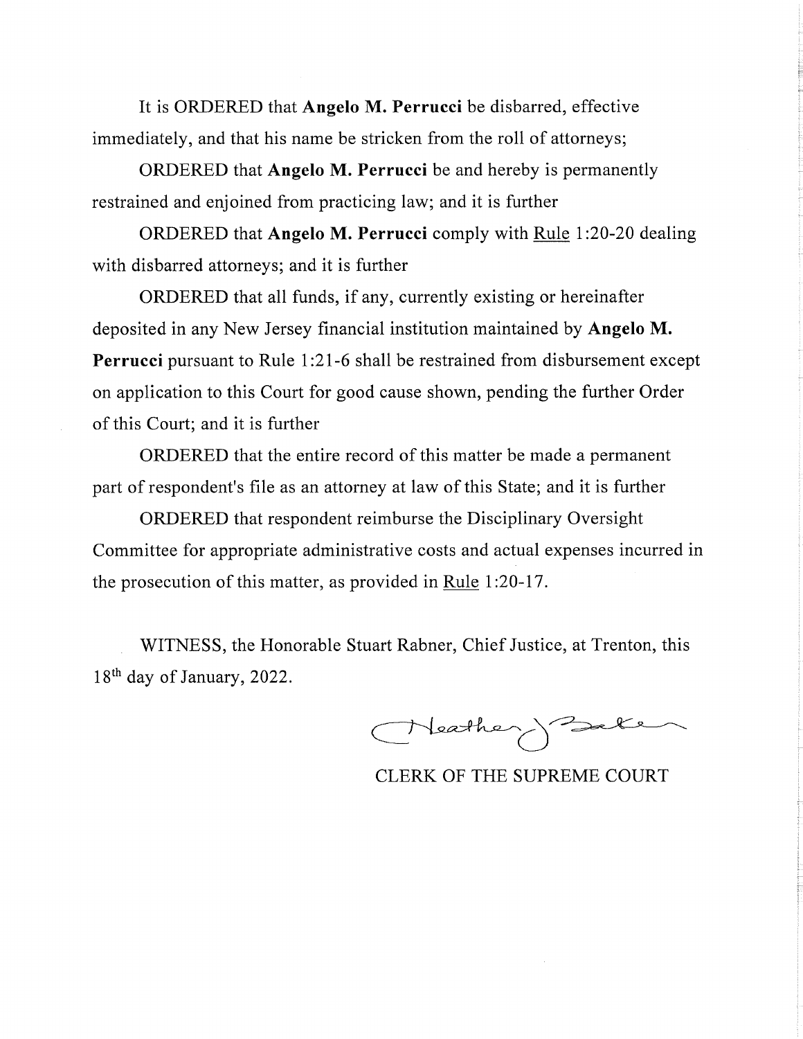It is ORDERED that **Angelo M. Perrucci** be disbarred, effective immediately, and that his name be stricken from the roll of attorneys;

ORDERED that **Angelo M. Perrucci** be and hereby is permanently restrained and enjoined from practicing law; and it is further

ORDERED that **Angelo M. Perrucci** comply with Rule 1:20-20 dealing with disbarred attorneys; and it is further

ORDERED that all funds, if any, currently existing or hereinafter deposited in any New Jersey financial institution maintained by **Angelo M. Perrucci** pursuant to Rule 1:21-6 shall be restrained from disbursement except on application to this Court for good cause shown, pending the further Order of this Court; and it is further

ORDERED that the entire record of this matter be made a permanent part of respondent's file as an attorney at law of this State; and it is further

ORDERED that respondent reimburse the Disciplinary Oversight Committee for appropriate administrative costs and actual expenses incurred in the prosecution of this matter, as provided in Rule 1:20-17.

WITNESS, the Honorable Stuart Rabner, Chief Justice, at Trenton, this 18th day of January, 2022.

Heather J. Baker

CLERK OF THE SUPREME COURT